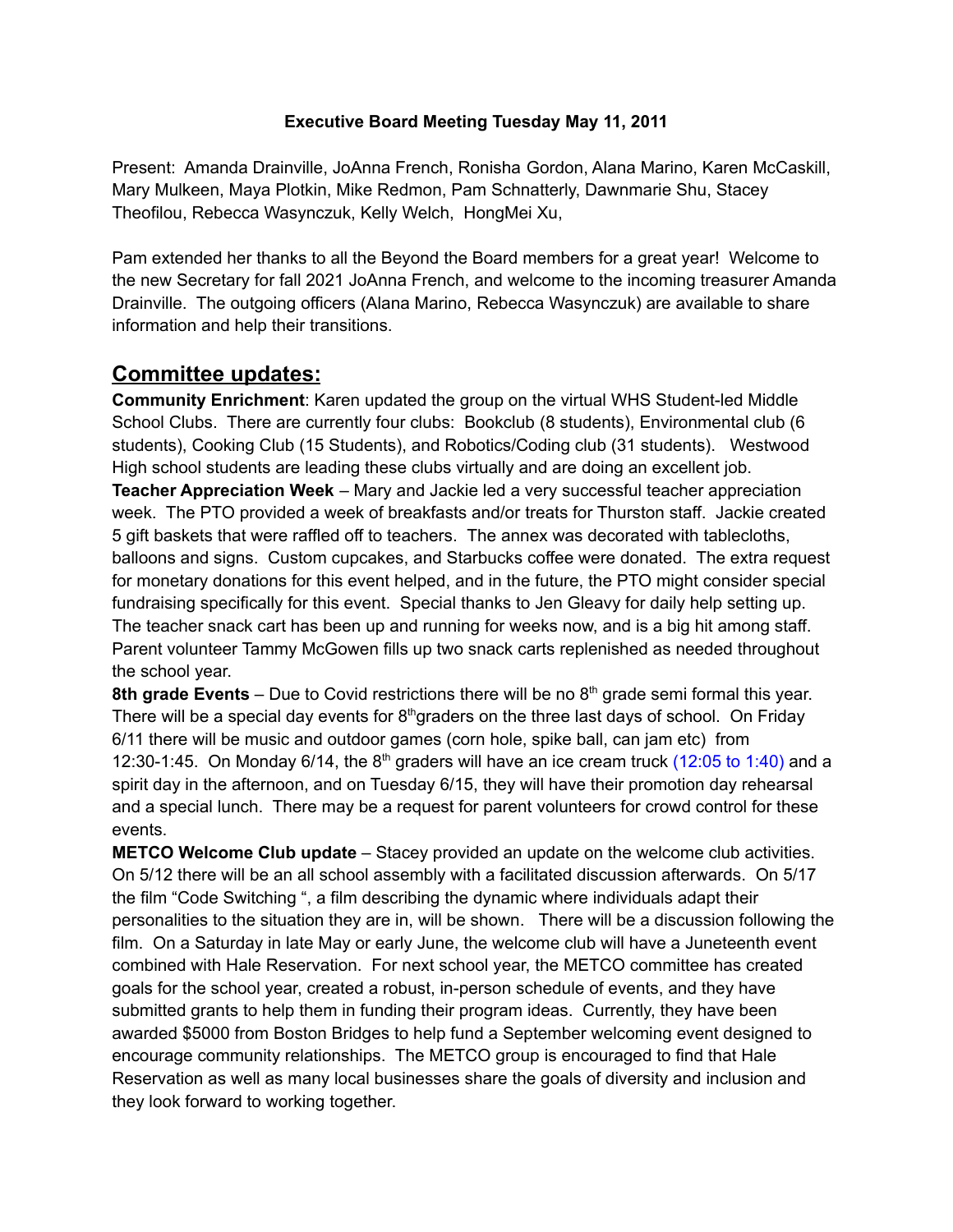**Executive Board Meeting Tuesday May 11, 2011**

Present: Amanda Drainville, JoAnna French, Ronisha Gordon, Alana Marino, Karen McCaskill, Mary Mulkeen, Maya Plotkin, Mike Redmon, Pam Schnatterly, Dawnmarie Shu, Stacey Theofilou, Rebecca Wasynczuk, Kelly Welch, HongMei Xu,

Pam extended her thanks to all the Beyond the Board members for a great year! Welcome to the new Secretary for fall 2021 JoAnna French, and welcome to the incoming treasurer Amanda Drainville. The outgoing officers (Alana Marino, Rebecca Wasynczuk) are available to share information and help their transitions.

## Committee updates:

**Community Enrichment**: Karen updated the group on the virtual WHS Student-led Middle School Clubs. There are currently four clubs: Bookclub (8 students), Environmental club (6 students), Cooking Club (15 Students), and Robotics/Coding club (31 students). Westwood High school students are leading these clubs virtually and are doing an excellent job.

**Teacher Appreciation Week** – Mary and Jackie led a very successful teacher appreciation week. The PTO provided a week of breakfasts and/or treats for Thurston staff. Jackie created 5 gift baskets that were raffled off to teachers. The annex was decorated with tablecloths, balloons and signs. Custom cupcakes, and Starbucks coffee were donated. The extra request for monetary donations for this event helped, and in the future, the PTO might consider special fundraising specifically for this event. Special thanks to Jen Gleavy for daily help setting up. The teacher snack cart has been up and running for weeks now, and is a big hit among staff. Parent volunteer Tammy McGowen fills up two snack carts replenished as needed throughout the school year.

**8th grade Events** – Due to Covid restrictions there will be no 8th grade semi formal this year. There will be a special day events for 8th graders on the three last days of school. On Friday 6/11 there will be music and outdoor games (corn hole, spike ball, can jam etc) from 12:30-1:45. On Monday 6/14, the 8th graders will have an ice cream truck (12:05 to 1:40) and a spirit day in the afternoon, and on Tuesday 6/15, they will have their promotion day rehearsal and a special lunch. There may be a request for parent volunteers for crowd control for these events.

**METCO Welcome Club update** – Stacey provided an update on the welcome club activities. On 5/12 there will be an all school assembly with a facilitated discussion afterwards. On 5/17 the film "Code Switching ", a film describing the dynamic where individuals adapt their personalities to the situation they are in, will be shown. There will be a discussion following the film. On a Saturday in late May or early June, the welcome club will have a Juneteenth event combined with Hale Reservation. For next school year, the METCO committee has created goals for the school year, created a robust, in-person schedule of events, and they have submitted grants to help them in funding their program ideas. Currently, they have been awarded $5000 from Boston Bridges to help fund a September welcoming event designed to encourage community relationships. The METCO group is encouraged to find that Hale Reservation as well as many local businesses share the goals of diversity and inclusion and they look forward to working together.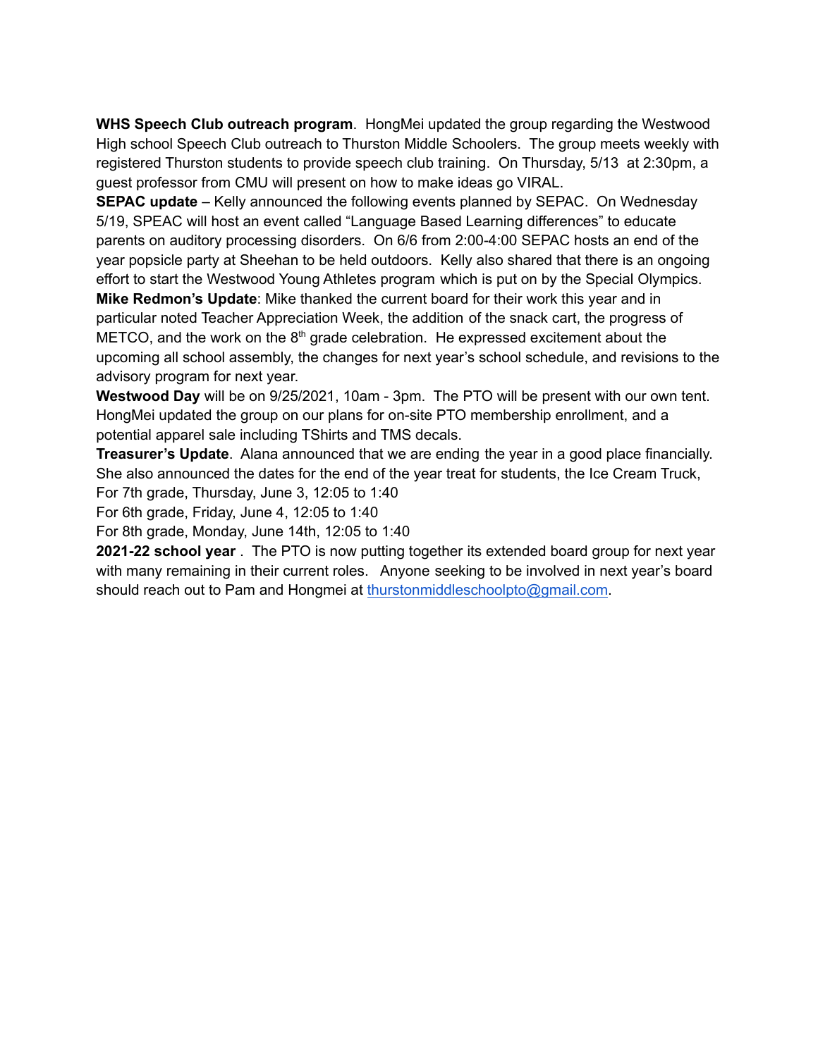**WHS Speech Club outreach program**. HongMei updated the group regarding the Westwood High school Speech Club outreach to Thurston Middle Schoolers. The group meets weekly with registered Thurston students to provide speech club training. On Thursday, 5/13 at 2:30pm, a guest professor from CMU will present on how to make ideas go VIRAL.

**SEPAC update** – Kelly announced the following events planned by SEPAC. On Wednesday 5/19, SPEAC will host an event called "Language Based Learning differences" to educate parents on auditory processing disorders. On 6/6 from 2:00-4:00 SEPAC hosts an end of the year popsicle party at Sheehan to be held outdoors. Kelly also shared that there is an ongoing effort to start the Westwood Young Athletes program which is put on by the Special Olympics.

**Mike Redmon's Update**: Mike thanked the current board for their work this year and in particular noted Teacher Appreciation Week, the addition of the snack cart, the progress of METCO, and the work on the 8th grade celebration. He expressed excitement about the upcoming all school assembly, the changes for next year's school schedule, and revisions to the advisory program for next year.

**Westwood Day** will be on 9/25/2021, 10am - 3pm. The PTO will be present with our own tent. HongMei updated the group on our plans for on-site PTO membership enrollment, and a potential apparel sale including TShirts and TMS decals.

**Treasurer's Update**. Alana announced that we are ending the year in a good place financially. She also announced the dates for the end of the year treat for students, the Ice Cream Truck,
For 7th grade, Thursday, June 3, 12:05 to 1:40
For 6th grade, Friday, June 4, 12:05 to 1:40
For 8th grade, Monday, June 14th, 12:05 to 1:40

**2021-22 school year** . The PTO is now putting together its extended board group for next year with many remaining in their current roles. Anyone seeking to be involved in next year's board should reach out to Pam and Hongmei at thurstonmiddleschoolpto@gmail.com.